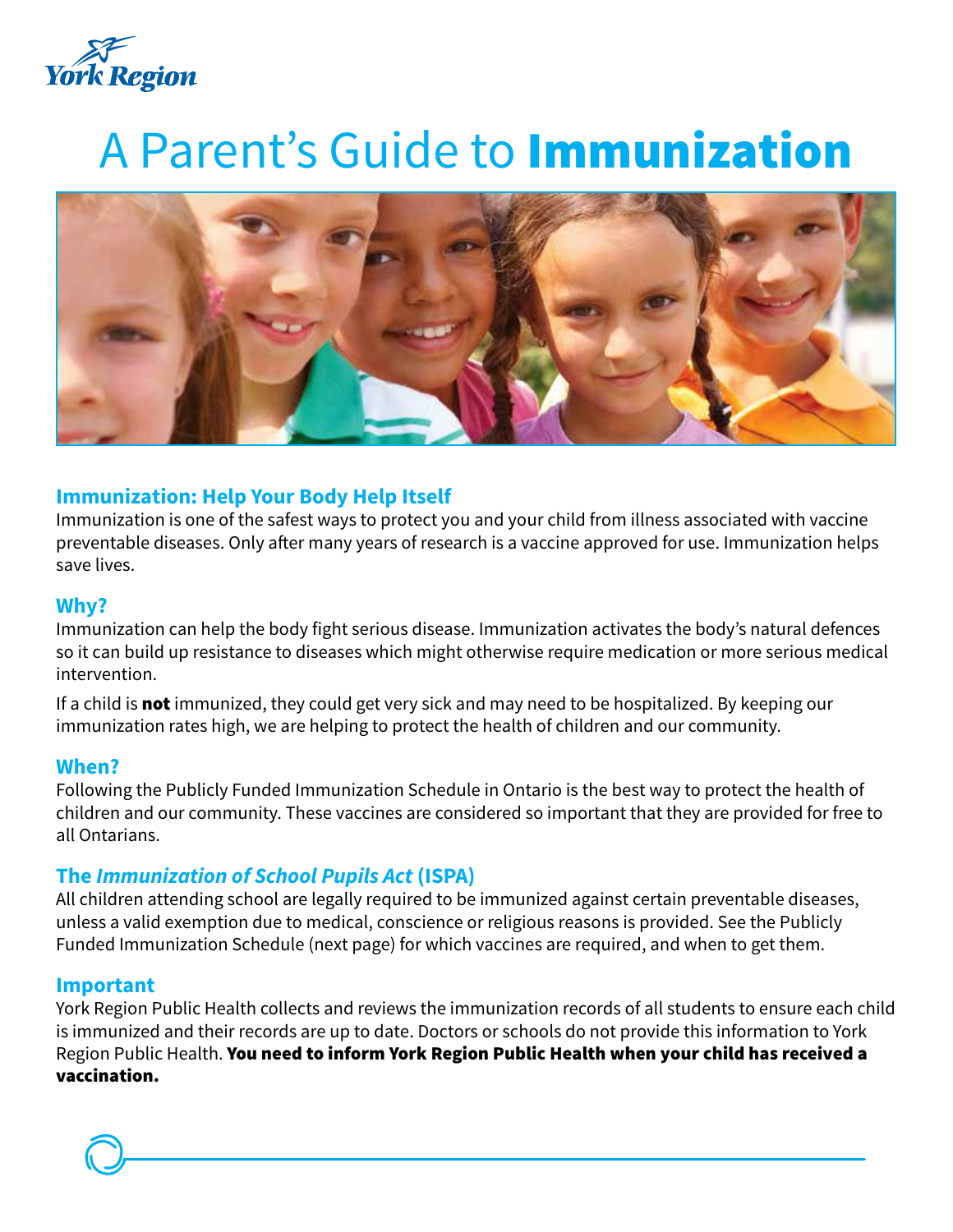York Region

# A Parent's Guide to **Immunization**

## Immunization: Help Your Body Help Itself

Immunization is one of the safest ways to protect you and your child from illness associated with vaccine preventable diseases. Only after many years of research is a vaccine approved for use. Immunization helps save lives.

## Why?

Immunization can help the body fight serious disease. Immunization activates the body's natural defences so it can build up resistance to diseases which might otherwise require medication or more serious medical intervention.

If a child is **not** immunized, they could get very sick and may need to be hospitalized. By keeping our immunization rates high, we are helping to protect the health of children and our community.

## When?

Following the Publicly Funded Immunization Schedule in Ontario is the best way to protect the health of children and our community. These vaccines are considered so important that they are provided for free to all Ontarians.

## The *Immunization of School Pupils Act* (ISPA)

All children attending school are legally required to be immunized against certain preventable diseases, unless a valid exemption due to medical, conscience or religious reasons is provided. See the Publicly Funded Immunization Schedule (next page) for which vaccines are required, and when to get them.

## Important

York Region Public Health collects and reviews the immunization records of all students to ensure each child is immunized and their records are up to date. Doctors or schools do not provide this information to York Region Public Health. **You need to inform York Region Public Health when your child has received a vaccination.**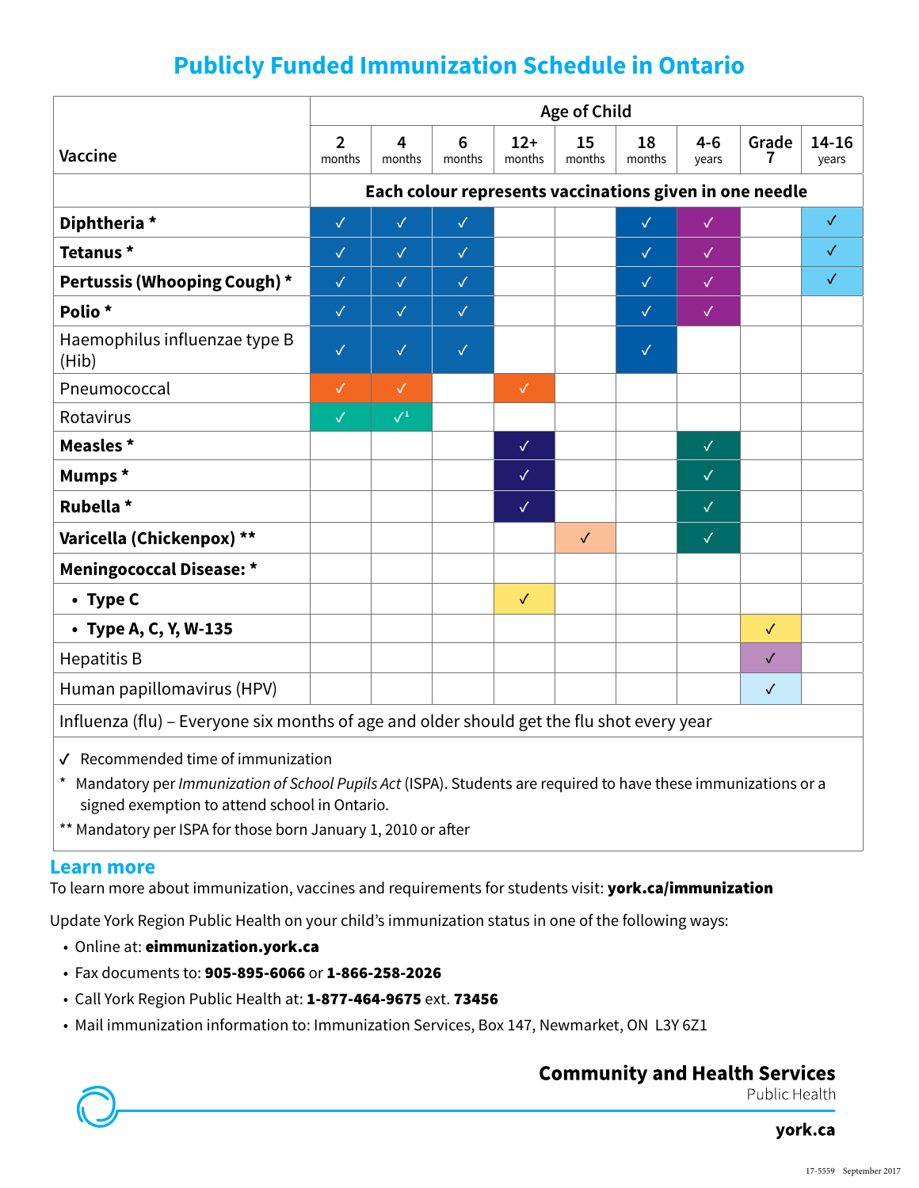# Publicly Funded Immunization Schedule in Ontario

| Vaccine | Age of Child | | | | | | | | |
|---|---|---|---|---|---|---|---|---|---|
| | 2 months | 4 months | 6 months | 12+ months | 15 months | 18 months | 4-6 years | Grade 7 | 14-16 years |
| | Each colour represents vaccinations given in one needle | | | | | | | | |
| **Diphtheria *** | ✓ | ✓ | ✓ | | | ✓ | ✓ | | ✓ |
| **Tetanus *** | ✓ | ✓ | ✓ | | | ✓ | ✓ | | ✓ |
| **Pertussis (Whooping Cough) *** | ✓ | ✓ | ✓ | | | ✓ | ✓ | | ✓ |
| **Polio *** | ✓ | ✓ | ✓ | | | ✓ | ✓ | | |
| Haemophilus influenzae type B (Hib) | ✓ | ✓ | ✓ | | | ✓ | | | |
| Pneumococcal | ✓ | ✓ | | ✓ | | | | | |
| Rotavirus | ✓ | ✓[1] | | | | | | | |
| **Measles *** | | | | ✓ | | | ✓ | | |
| **Mumps *** | | | | ✓ | | | ✓ | | |
| **Rubella *** | | | | ✓ | | | ✓ | | |
| **Varicella (Chickenpox) **** | | | | | ✓ | | ✓ | | |
| **Meningococcal Disease: *** | | | | | | | | | |
| • **Type C** | | | | ✓ | | | | | |
| • **Type A, C, Y, W-135** | | | | | | | | ✓ | |
| Hepatitis B | | | | | | | | ✓ | |
| Human papillomavirus (HPV) | | | | | | | | ✓ | |
| Influenza (flu) – Everyone six months of age and older should get the flu shot every year | | | | | | | | | |

✓ Recommended time of immunization

\* Mandatory per *Immunization of School Pupils Act* (ISPA). Students are required to have these immunizations or a signed exemption to attend school in Ontario.

** Mandatory per ISPA for those born January 1, 2010 or after

## Learn more

To learn more about immunization, vaccines and requirements for students visit: **york.ca/immunization**

Update York Region Public Health on your child's immunization status in one of the following ways:

- Online at: **eimmunization.york.ca**
- Fax documents to: **905-895-6066** or **1-866-258-2026**
- Call York Region Public Health at: **1-877-464-9675** ext. **73456**
- Mail immunization information to: Immunization Services, Box 147, Newmarket, ON L3Y 6Z1

**Community and Health Services**
Public Health

**york.ca**

17-5559 September 2017